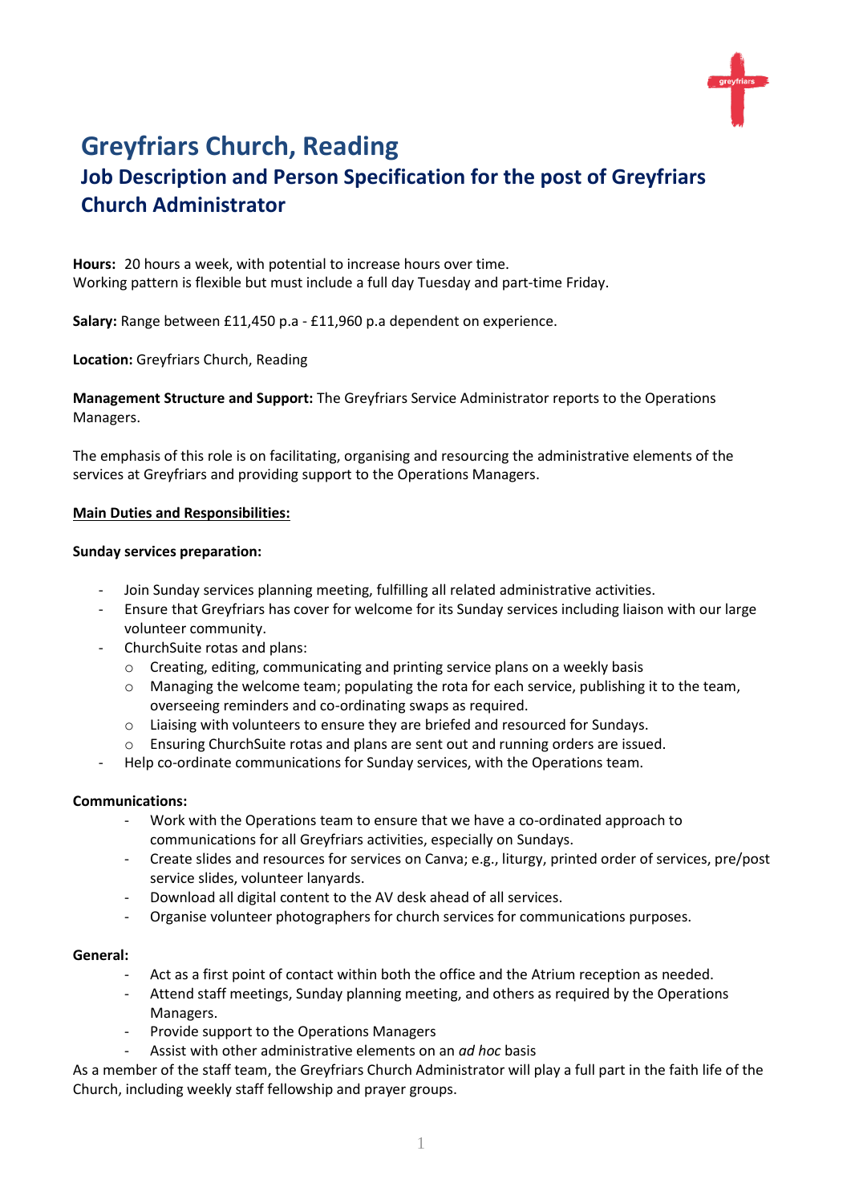# Greyfriars Church, Reading

## Job Description and Person Specification for the post of Greyfriars Church Administrator

**Hours:** 20 hours a week, with potential to increase hours over time.
Working pattern is flexible but must include a full day Tuesday and part-time Friday.

**Salary:** Range between £11,450 p.a - £11,960 p.a dependent on experience.

**Location:** Greyfriars Church, Reading

**Management Structure and Support:** The Greyfriars Service Administrator reports to the Operations Managers.

The emphasis of this role is on facilitating, organising and resourcing the administrative elements of the services at Greyfriars and providing support to the Operations Managers.

**Main Duties and Responsibilities:**

**Sunday services preparation:**

- Join Sunday services planning meeting, fulfilling all related administrative activities.
- Ensure that Greyfriars has cover for welcome for its Sunday services including liaison with our large volunteer community.
- ChurchSuite rotas and plans:
  - Creating, editing, communicating and printing service plans on a weekly basis
  - Managing the welcome team; populating the rota for each service, publishing it to the team, overseeing reminders and co-ordinating swaps as required.
  - Liaising with volunteers to ensure they are briefed and resourced for Sundays.
  - Ensuring ChurchSuite rotas and plans are sent out and running orders are issued.
- Help co-ordinate communications for Sunday services, with the Operations team.

**Communications:**

- Work with the Operations team to ensure that we have a co-ordinated approach to communications for all Greyfriars activities, especially on Sundays.
- Create slides and resources for services on Canva; e.g., liturgy, printed order of services, pre/post service slides, volunteer lanyards.
- Download all digital content to the AV desk ahead of all services.
- Organise volunteer photographers for church services for communications purposes.

**General:**

- Act as a first point of contact within both the office and the Atrium reception as needed.
- Attend staff meetings, Sunday planning meeting, and others as required by the Operations Managers.
- Provide support to the Operations Managers
- Assist with other administrative elements on an *ad hoc* basis

As a member of the staff team, the Greyfriars Church Administrator will play a full part in the faith life of the Church, including weekly staff fellowship and prayer groups.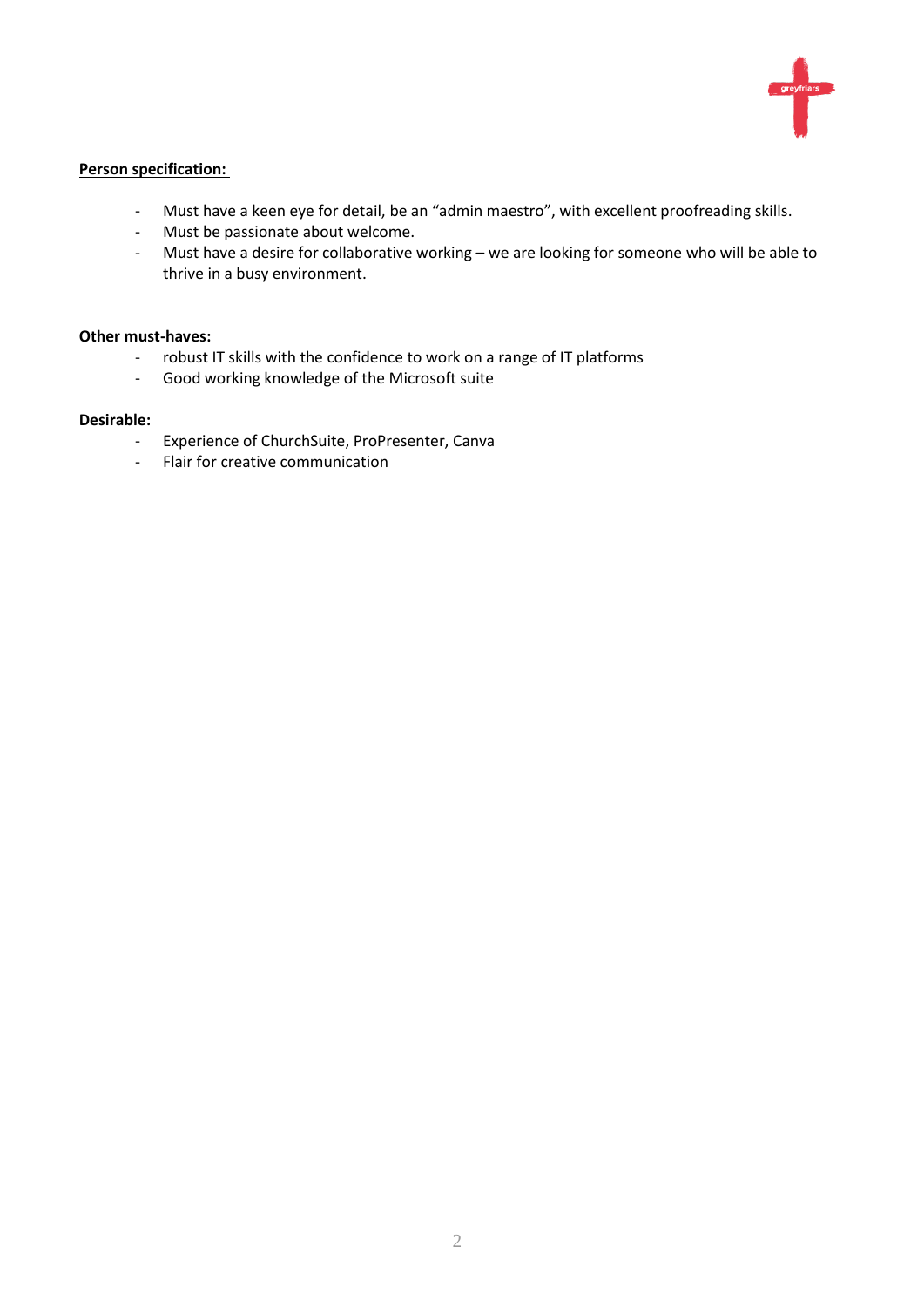**Person specification:**

- Must have a keen eye for detail, be an “admin maestro”, with excellent proofreading skills.
- Must be passionate about welcome.
- Must have a desire for collaborative working – we are looking for someone who will be able to thrive in a busy environment.

**Other must-haves:**

- robust IT skills with the confidence to work on a range of IT platforms
- Good working knowledge of the Microsoft suite

**Desirable:**

- Experience of ChurchSuite, ProPresenter, Canva
- Flair for creative communication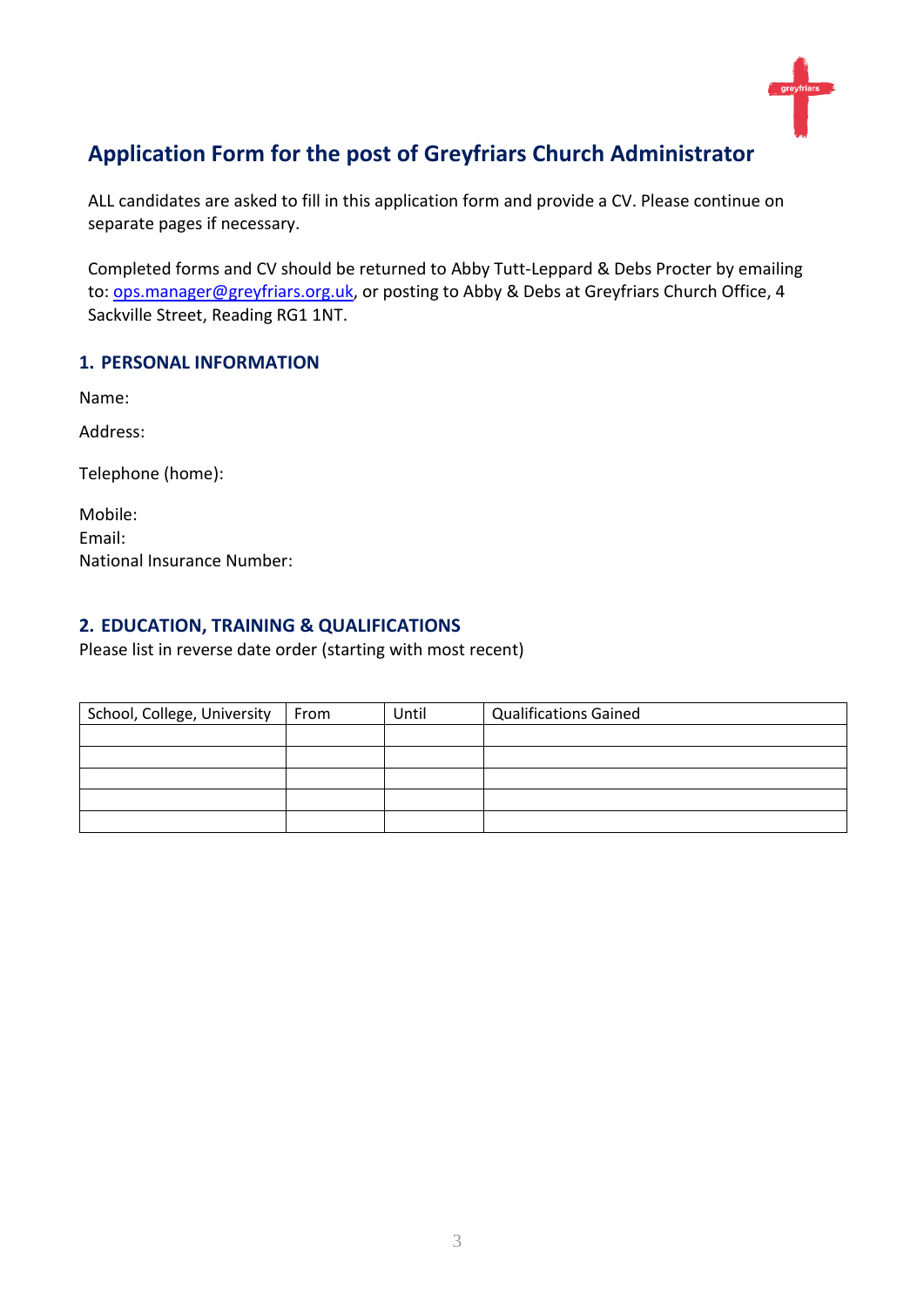## Application Form for the post of Greyfriars Church Administrator

ALL candidates are asked to fill in this application form and provide a CV. Please continue on separate pages if necessary.

Completed forms and CV should be returned to Abby Tutt-Leppard & Debs Procter by emailing to: ops.manager@greyfriars.org.uk, or posting to Abby & Debs at Greyfriars Church Office, 4 Sackville Street, Reading RG1 1NT.

### 1. PERSONAL INFORMATION

Name:

Address:

Telephone (home):

Mobile:
Email:
National Insurance Number:

### 2. EDUCATION, TRAINING & QUALIFICATIONS

Please list in reverse date order (starting with most recent)

| School, College, University | From | Until | Qualifications Gained |
|---|---|---|---|
| | | | |
| | | | |
| | | | |
| | | | |
| | | | |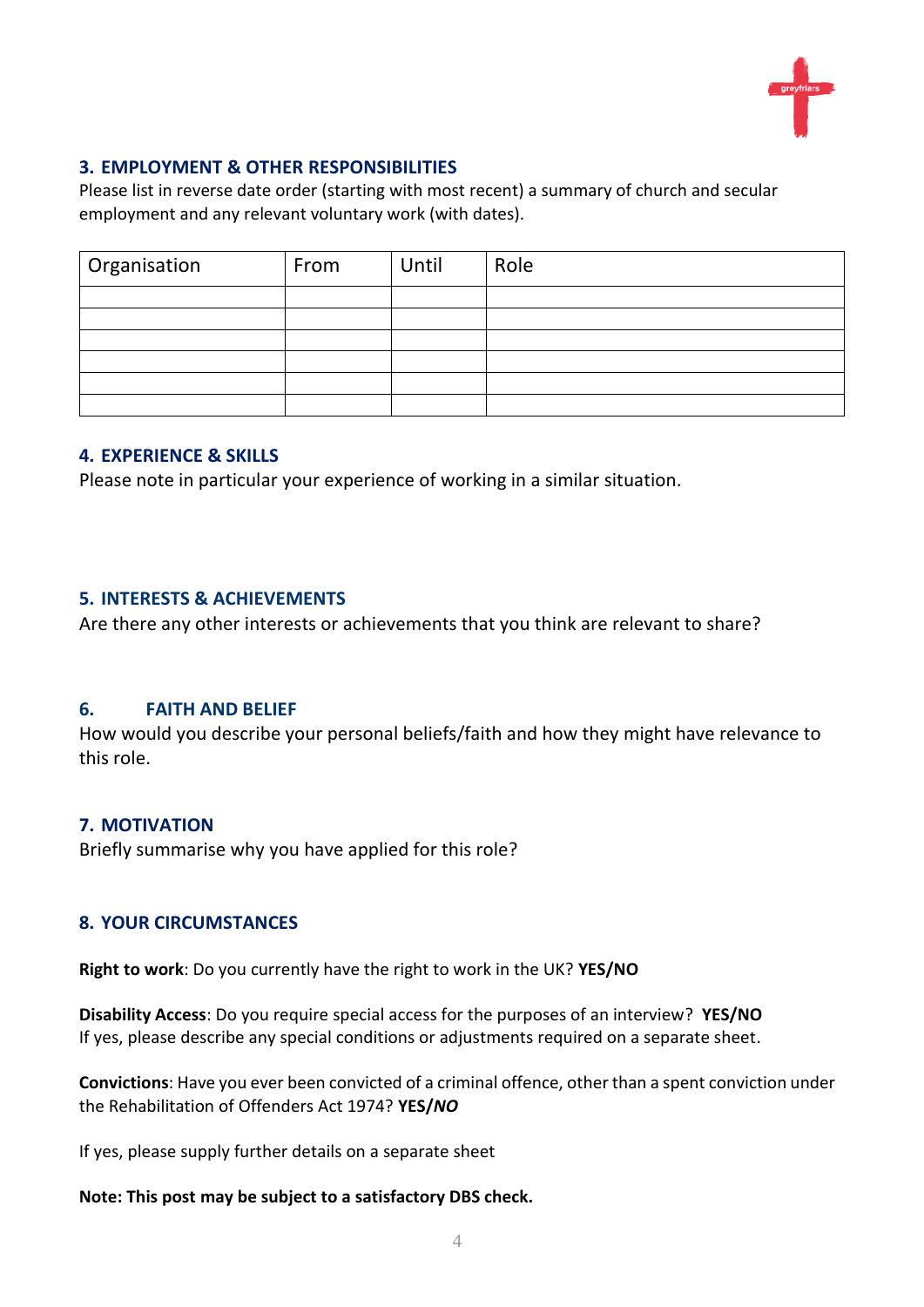## 3. EMPLOYMENT & OTHER RESPONSIBILITIES

Please list in reverse date order (starting with most recent) a summary of church and secular employment and any relevant voluntary work (with dates).

| Organisation | From | Until | Role |
|---|---|---|---|
| | | | |
| | | | |
| | | | |
| | | | |
| | | | |
| | | | |

## 4. EXPERIENCE & SKILLS

Please note in particular your experience of working in a similar situation.

## 5. INTERESTS & ACHIEVEMENTS

Are there any other interests or achievements that you think are relevant to share?

## 6. FAITH AND BELIEF

How would you describe your personal beliefs/faith and how they might have relevance to this role.

## 7. MOTIVATION

Briefly summarise why you have applied for this role?

## 8. YOUR CIRCUMSTANCES

**Right to work**: Do you currently have the right to work in the UK? **YES/NO**

**Disability Access**: Do you require special access for the purposes of an interview? **YES/NO**
If yes, please describe any special conditions or adjustments required on a separate sheet.

**Convictions**: Have you ever been convicted of a criminal offence, other than a spent conviction under the Rehabilitation of Offenders Act 1974? **YES/*NO***

If yes, please supply further details on a separate sheet

**Note: This post may be subject to a satisfactory DBS check.**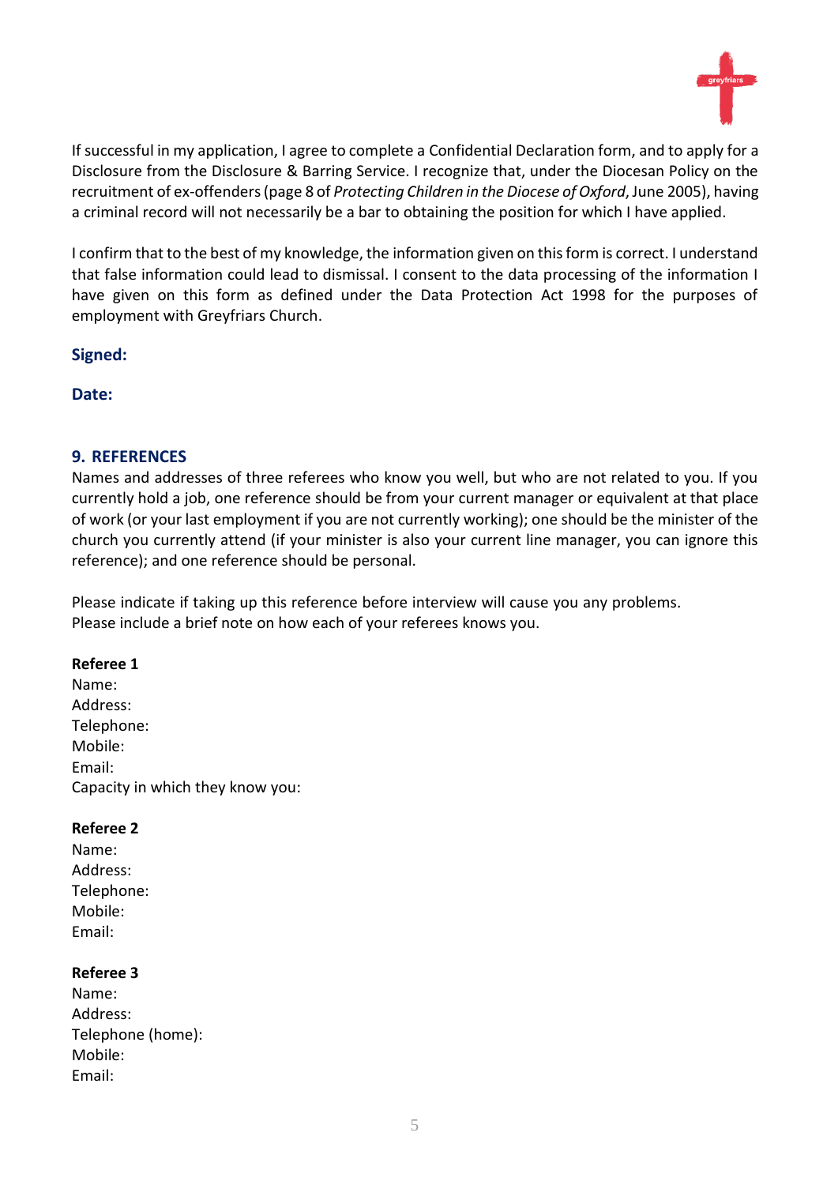If successful in my application, I agree to complete a Confidential Declaration form, and to apply for a Disclosure from the Disclosure & Barring Service. I recognize that, under the Diocesan Policy on the recruitment of ex-offenders (page 8 of *Protecting Children in the Diocese of Oxford*, June 2005), having a criminal record will not necessarily be a bar to obtaining the position for which I have applied.

I confirm that to the best of my knowledge, the information given on this form is correct. I understand that false information could lead to dismissal. I consent to the data processing of the information I have given on this form as defined under the Data Protection Act 1998 for the purposes of employment with Greyfriars Church.

**Signed:**

**Date:**

## 9. REFERENCES

Names and addresses of three referees who know you well, but who are not related to you. If you currently hold a job, one reference should be from your current manager or equivalent at that place of work (or your last employment if you are not currently working); one should be the minister of the church you currently attend (if your minister is also your current line manager, you can ignore this reference); and one reference should be personal.

Please indicate if taking up this reference before interview will cause you any problems.
Please include a brief note on how each of your referees knows you.

**Referee 1**
Name:
Address:
Telephone:
Mobile:
Email:
Capacity in which they know you:

**Referee 2**
Name:
Address:
Telephone:
Mobile:
Email:

**Referee 3**
Name:
Address:
Telephone (home):
Mobile:
Email: